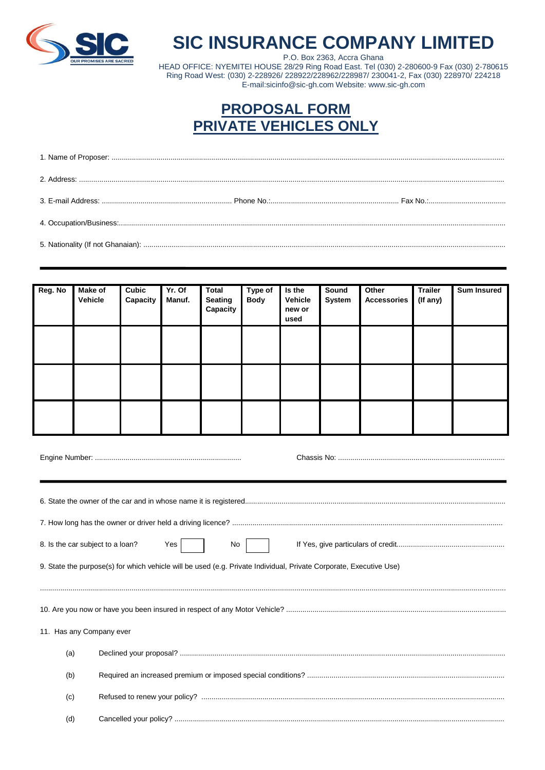# SIC INSURANCE COMPANY LIMITED

P.O. Box 2363, Accra Ghana
HEAD OFFICE: NYEMITEI HOUSE 28/29 Ring Road East. Tel (030) 2-280600-9 Fax (030) 2-780615
Ring Road West: (030) 2-228926/ 228922/228962/228987/ 230041-2, Fax (030) 228970/ 224218
E-mail:sicinfo@sic-gh.com Website: www.sic-gh.com

## PROPOSAL FORM
## PRIVATE VEHICLES ONLY

1. Name of Proposer: ..........................................................................................................................................

2. Address: ..........................................................................................................................................

3. E-mail Address: ............................................................... Phone No.:............................................................... Fax No.:......................................

4. Occupation/Business:..........................................................................................................................................

5. Nationality (If not Ghanaian): ..........................................................................................................................................

| Reg. No | Make of Vehicle | Cubic Capacity | Yr. Of Manuf. | Total Seating Capacity | Type of Body | Is the Vehicle new or used | Sound System | Other Accessories | Trailer (If any) | Sum Insured |
|---|---|---|---|---|---|---|---|---|---|---|
| | | | | | | | | | | |
| | | | | | | | | | | |
| | | | | | | | | | | |

Engine Number: ........................................................................ Chassis No: ..................................................................................

6. State the owner of the car and in whose name it is registered..........................................................................................................................................

7. How long has the owner or driver held a driving licence? ..........................................................................................................................................

8. Is the car subject to a loan? Yes ☐ No ☐ If Yes, give particulars of credit....................................................

9. State the purpose(s) for which vehicle will be used (e.g. Private Individual, Private Corporate, Executive Use)

..........................................................................................................................................

10. Are you now or have you been insured in respect of any Motor Vehicle? ..........................................................................................................................................

11. Has any Company ever

(a) Declined your proposal? ..........................................................................................................................................

(b) Required an increased premium or imposed special conditions? ..........................................................................................................................................

(c) Refused to renew your policy? ..........................................................................................................................................

(d) Cancelled your policy? ..........................................................................................................................................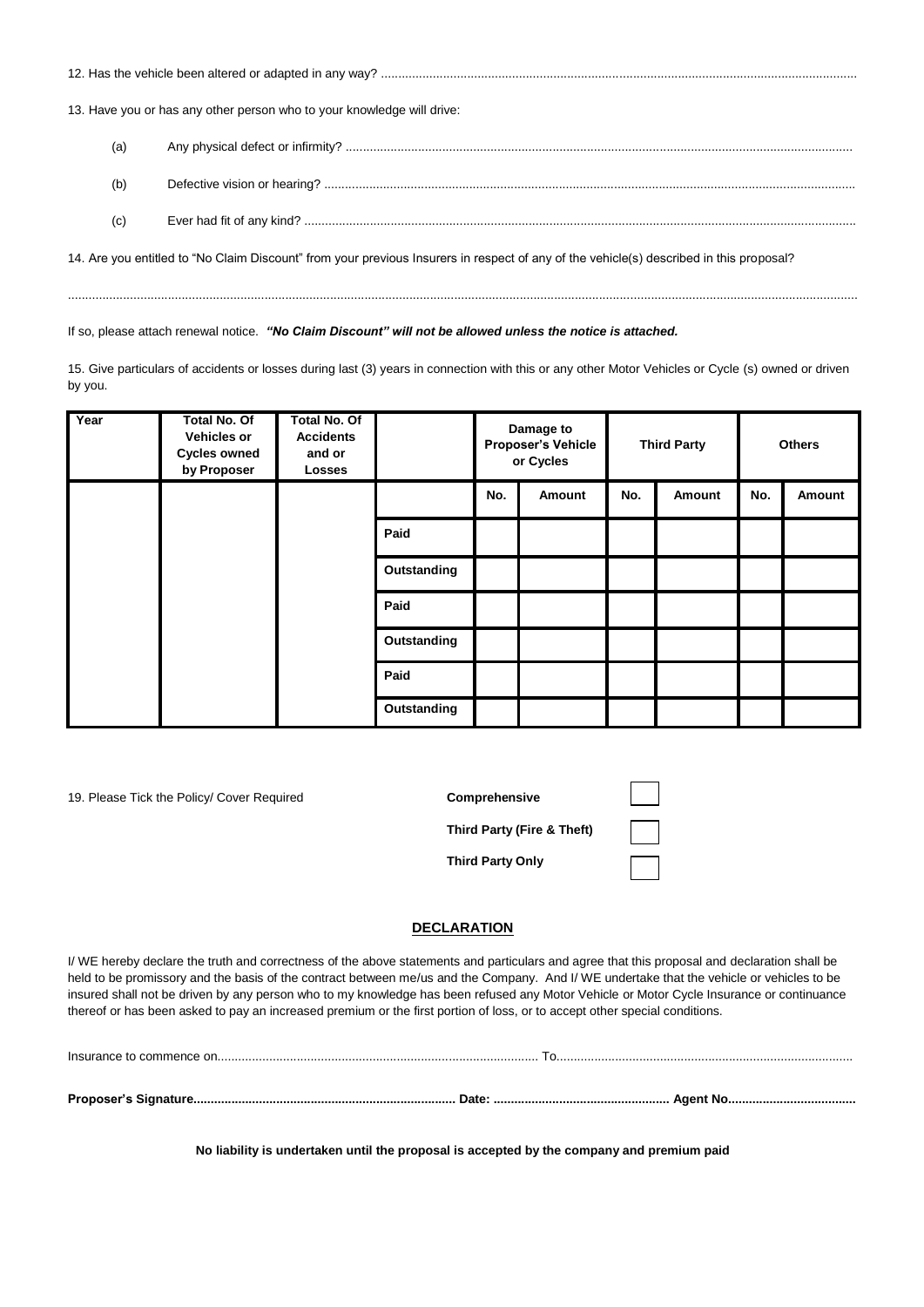12. Has the vehicle been altered or adapted in any way? ..........................................................................................................................................................

13. Have you or has any other person who to your knowledge will drive:

(a) Any physical defect or infirmity? ..................................................................................................................................................

(b) Defective vision or hearing? ..........................................................................................................................................................

(c) Ever had fit of any kind? ...............................................................................................................................................................

14. Are you entitled to "No Claim Discount" from your previous Insurers in respect of any of the vehicle(s) described in this proposal?

..................................................................................................................................................................................................................

If so, please attach renewal notice. ***"No Claim Discount" will not be allowed unless the notice is attached.***

15. Give particulars of accidents or losses during last (3) years in connection with this or any other Motor Vehicles or Cycle (s) owned or driven by you.

| Year | Total No. Of Vehicles or Cycles owned by Proposer | Total No. Of Accidents and or Losses | | Damage to Proposer's Vehicle or Cycles | | Third Party | | Others | |
|---|---|---|---|---|---|---|---|---|---|
| | | | | No. | Amount | No. | Amount | No. | Amount |
| | | | Paid | | | | | | |
| | | | Outstanding | | | | | | |
| | | | Paid | | | | | | |
| | | | Outstanding | | | | | | |
| | | | Paid | | | | | | |
| | | | Outstanding | | | | | | |

19. Please Tick the Policy/ Cover Required

**Comprehensive** ☐

**Third Party (Fire & Theft)** ☐

**Third Party Only** ☐

## DECLARATION

I/ WE hereby declare the truth and correctness of the above statements and particulars and agree that this proposal and declaration shall be held to be promissory and the basis of the contract between me/us and the Company. And I/ WE undertake that the vehicle or vehicles to be insured shall not be driven by any person who to my knowledge has been refused any Motor Vehicle or Motor Cycle Insurance or continuance thereof or has been asked to pay an increased premium or the first portion of loss, or to accept other special conditions.

Insurance to commence on............................................................................................ To.....................................................................................

**Proposer's Signature.......................................................................... Date: .................................................. Agent No....................................**

**No liability is undertaken until the proposal is accepted by the company and premium paid**